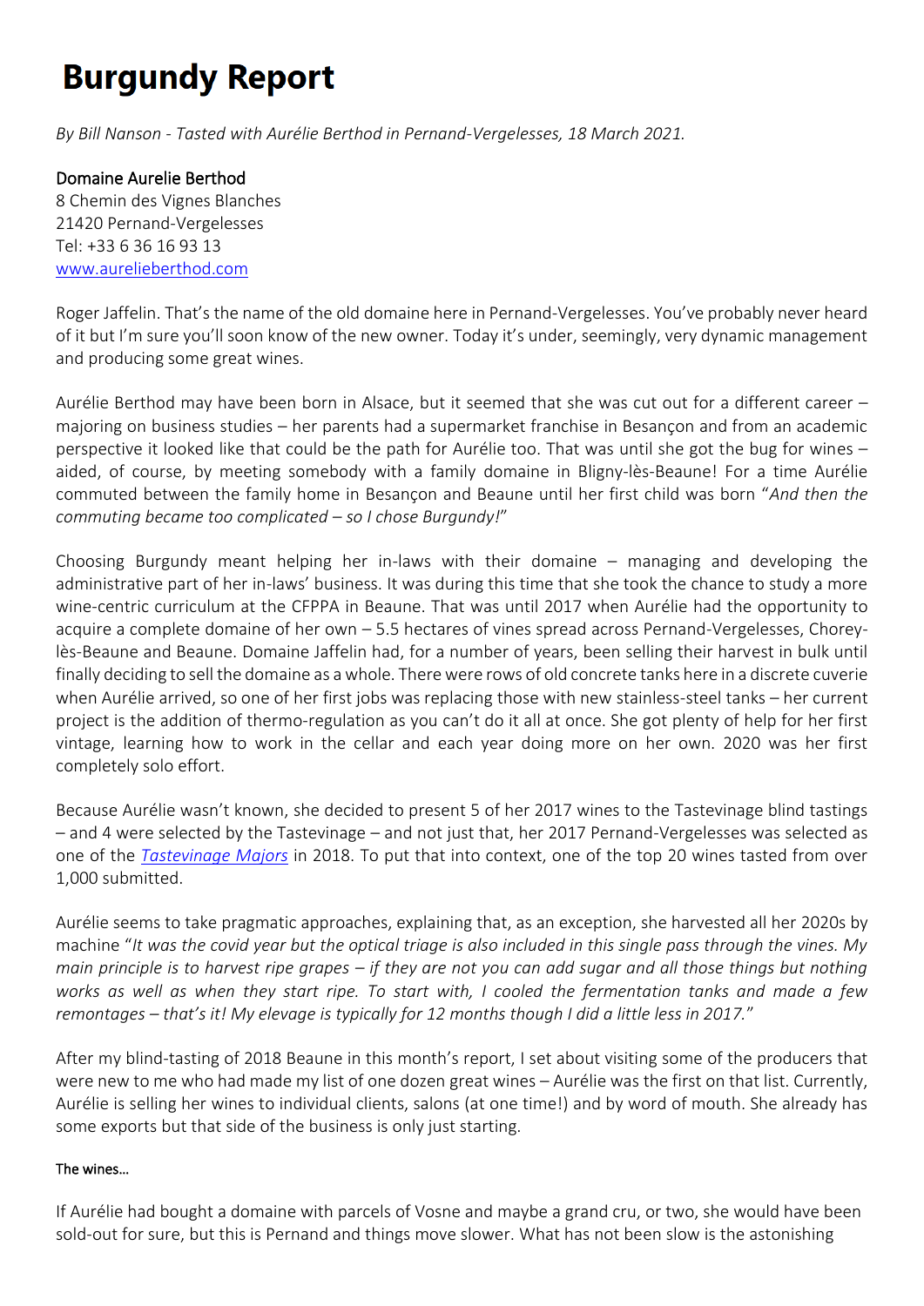# Burgundy Report

*By Bill Nanson - Tasted with Aurélie Berthod in Pernand-Vergelesses, 18 March 2021.*

Domaine Aurelie Berthod
8 Chemin des Vignes Blanches
21420 Pernand-Vergelesses
Tel: +33 6 36 16 93 13
[www.aureliebberthod.com](www.aureliebberthod.com)

Roger Jaffelin. That's the name of the old domaine here in Pernand-Vergelesses. You've probably never heard of it but I'm sure you'll soon know of the new owner. Today it's under, seemingly, very dynamic management and producing some great wines.

Aurélie Berthod may have been born in Alsace, but it seemed that she was cut out for a different career – majoring on business studies – her parents had a supermarket franchise in Besançon and from an academic perspective it looked like that could be the path for Aurélie too. That was until she got the bug for wines – aided, of course, by meeting somebody with a family domaine in Bligny-lès-Beaune! For a time Aurélie commuted between the family home in Besançon and Beaune until her first child was born "*And then the commuting became too complicated – so I chose Burgundy!*"

Choosing Burgundy meant helping her in-laws with their domaine – managing and developing the administrative part of her in-laws' business. It was during this time that she took the chance to study a more wine-centric curriculum at the CFPPA in Beaune. That was until 2017 when Aurélie had the opportunity to acquire a complete domaine of her own – 5.5 hectares of vines spread across Pernand-Vergelesses, Chorey-lès-Beaune and Beaune. Domaine Jaffelin had, for a number of years, been selling their harvest in bulk until finally deciding to sell the domaine as a whole. There were rows of old concrete tanks here in a discrete cuverie when Aurélie arrived, so one of her first jobs was replacing those with new stainless-steel tanks – her current project is the addition of thermo-regulation as you can't do it all at once. She got plenty of help for her first vintage, learning how to work in the cellar and each year doing more on her own. 2020 was her first completely solo effort.

Because Aurélie wasn't known, she decided to present 5 of her 2017 wines to the Tastevinage blind tastings – and 4 were selected by the Tastevinage – and not just that, her 2017 Pernand-Vergelesses was selected as one of the *Tastevinage Majors* in 2018. To put that into context, one of the top 20 wines tasted from over 1,000 submitted.

Aurélie seems to take pragmatic approaches, explaining that, as an exception, she harvested all her 2020s by machine "*It was the covid year but the optical triage is also included in this single pass through the vines. My main principle is to harvest ripe grapes – if they are not you can add sugar and all those things but nothing works as well as when they start ripe. To start with, I cooled the fermentation tanks and made a few remontages – that's it! My elevage is typically for 12 months though I did a little less in 2017.*"

After my blind-tasting of 2018 Beaune in this month's report, I set about visiting some of the producers that were new to me who had made my list of one dozen great wines – Aurélie was the first on that list. Currently, Aurélie is selling her wines to individual clients, salons (at one time!) and by word of mouth. She already has some exports but that side of the business is only just starting.

#### The wines…

If Aurélie had bought a domaine with parcels of Vosne and maybe a grand cru, or two, she would have been sold-out for sure, but this is Pernand and things move slower. What has not been slow is the astonishing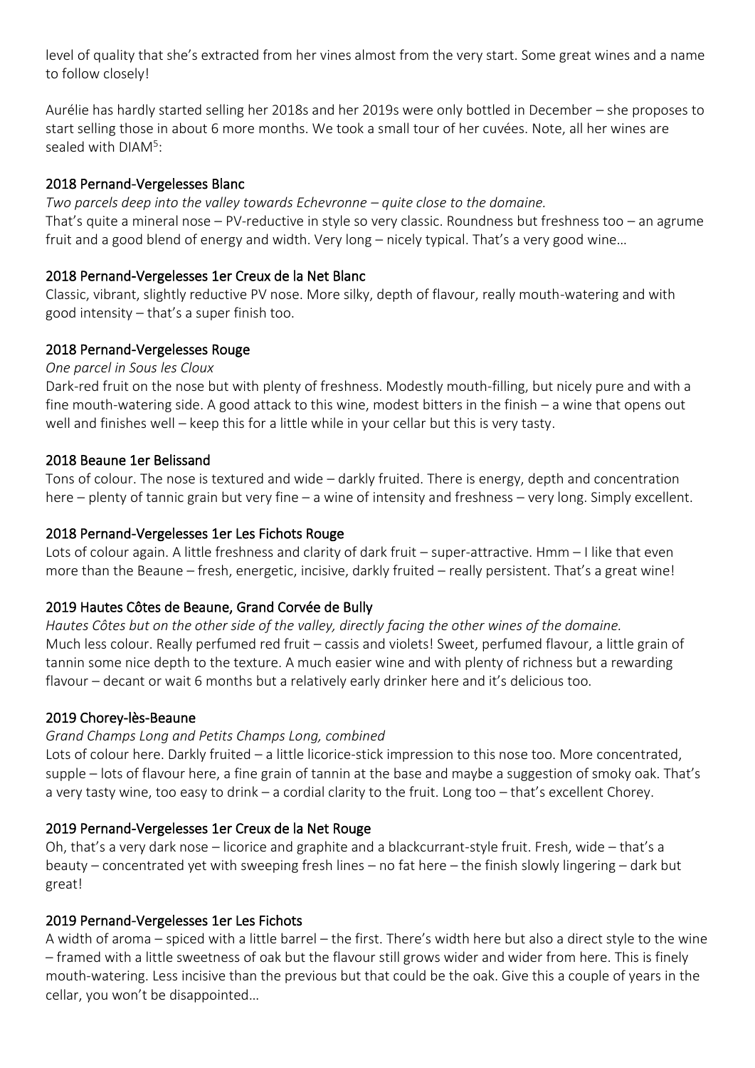level of quality that she's extracted from her vines almost from the very start. Some great wines and a name to follow closely!

Aurélie has hardly started selling her 2018s and her 2019s were only bottled in December – she proposes to start selling those in about 6 more months. We took a small tour of her cuvées. Note, all her wines are sealed with DIAM5:

## 2018 Pernand-Vergelesses Blanc

*Two parcels deep into the valley towards Echevronne – quite close to the domaine.*
That's quite a mineral nose – PV-reductive in style so very classic. Roundness but freshness too – an agrume fruit and a good blend of energy and width. Very long – nicely typical. That's a very good wine…

## 2018 Pernand-Vergelesses 1er Creux de la Net Blanc

Classic, vibrant, slightly reductive PV nose. More silky, depth of flavour, really mouth-watering and with good intensity – that's a super finish too.

## 2018 Pernand-Vergelesses Rouge

*One parcel in Sous les Cloux*
Dark-red fruit on the nose but with plenty of freshness. Modestly mouth-filling, but nicely pure and with a fine mouth-watering side. A good attack to this wine, modest bitters in the finish – a wine that opens out well and finishes well – keep this for a little while in your cellar but this is very tasty.

## 2018 Beaune 1er Belissand

Tons of colour. The nose is textured and wide – darkly fruited. There is energy, depth and concentration here – plenty of tannic grain but very fine – a wine of intensity and freshness – very long. Simply excellent.

## 2018 Pernand-Vergelesses 1er Les Fichots Rouge

Lots of colour again. A little freshness and clarity of dark fruit – super-attractive. Hmm – I like that even more than the Beaune – fresh, energetic, incisive, darkly fruited – really persistent. That's a great wine!

## 2019 Hautes Côtes de Beaune, Grand Corvée de Bully

*Hautes Côtes but on the other side of the valley, directly facing the other wines of the domaine.*
Much less colour. Really perfumed red fruit – cassis and violets! Sweet, perfumed flavour, a little grain of tannin some nice depth to the texture. A much easier wine and with plenty of richness but a rewarding flavour – decant or wait 6 months but a relatively early drinker here and it's delicious too.

## 2019 Chorey-lès-Beaune

*Grand Champs Long and Petits Champs Long, combined*
Lots of colour here. Darkly fruited – a little licorice-stick impression to this nose too. More concentrated, supple – lots of flavour here, a fine grain of tannin at the base and maybe a suggestion of smoky oak. That's a very tasty wine, too easy to drink – a cordial clarity to the fruit. Long too – that's excellent Chorey.

## 2019 Pernand-Vergelesses 1er Creux de la Net Rouge

Oh, that's a very dark nose – licorice and graphite and a blackcurrant-style fruit. Fresh, wide – that's a beauty – concentrated yet with sweeping fresh lines – no fat here – the finish slowly lingering – dark but great!

## 2019 Pernand-Vergelesses 1er Les Fichots

A width of aroma – spiced with a little barrel – the first. There's width here but also a direct style to the wine – framed with a little sweetness of oak but the flavour still grows wider and wider from here. This is finely mouth-watering. Less incisive than the previous but that could be the oak. Give this a couple of years in the cellar, you won't be disappointed…